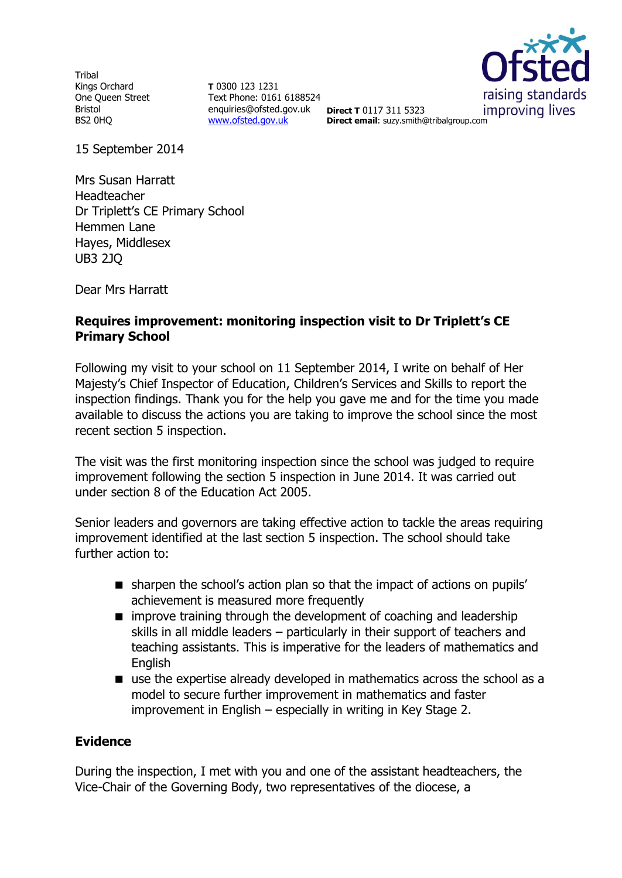Tribal
Kings Orchard
One Queen Street
Bristol
BS2 0HQ

**T** 0300 123 1231
Text Phone: 0161 6188524
enquiries@ofsted.gov.uk
www.ofsted.gov.uk

**Direct T** 0117 311 5323
**Direct email**: suzy.smith@tribalgroup.com

Ofsted
raising standards
improving lives

15 September 2014

Mrs Susan Harratt
Headteacher
Dr Triplett's CE Primary School
Hemmen Lane
Hayes, Middlesex
UB3 2JQ

Dear Mrs Harratt

**Requires improvement: monitoring inspection visit to Dr Triplett's CE Primary School**

Following my visit to your school on 11 September 2014, I write on behalf of Her Majesty's Chief Inspector of Education, Children's Services and Skills to report the inspection findings. Thank you for the help you gave me and for the time you made available to discuss the actions you are taking to improve the school since the most recent section 5 inspection.

The visit was the first monitoring inspection since the school was judged to require improvement following the section 5 inspection in June 2014. It was carried out under section 8 of the Education Act 2005.

Senior leaders and governors are taking effective action to tackle the areas requiring improvement identified at the last section 5 inspection. The school should take further action to:

- sharpen the school's action plan so that the impact of actions on pupils' achievement is measured more frequently
- improve training through the development of coaching and leadership skills in all middle leaders – particularly in their support of teachers and teaching assistants. This is imperative for the leaders of mathematics and English
- use the expertise already developed in mathematics across the school as a model to secure further improvement in mathematics and faster improvement in English – especially in writing in Key Stage 2.

## Evidence

During the inspection, I met with you and one of the assistant headteachers, the Vice-Chair of the Governing Body, two representatives of the diocese, a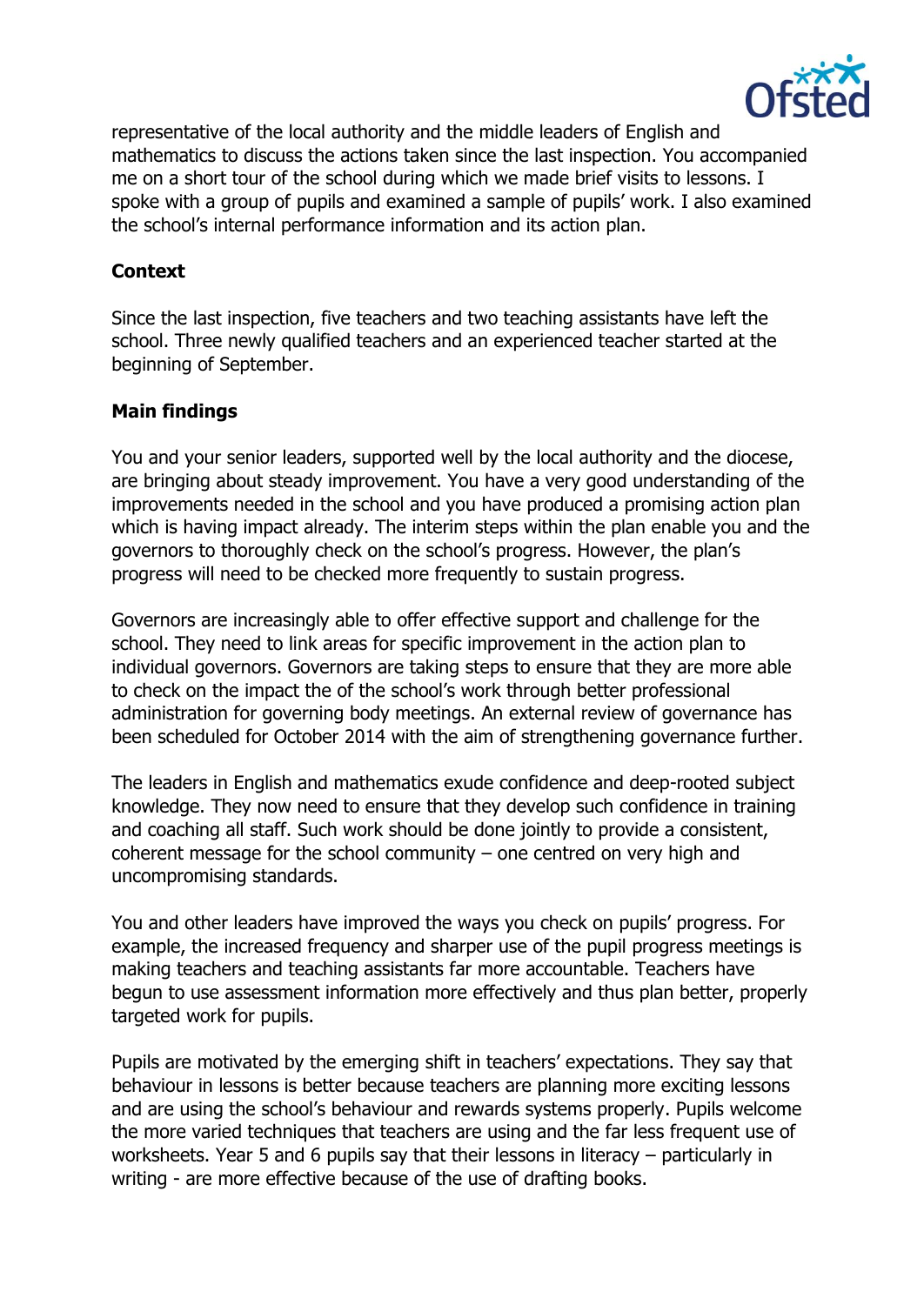representative of the local authority and the middle leaders of English and mathematics to discuss the actions taken since the last inspection. You accompanied me on a short tour of the school during which we made brief visits to lessons. I spoke with a group of pupils and examined a sample of pupils' work. I also examined the school's internal performance information and its action plan.

**Context**

Since the last inspection, five teachers and two teaching assistants have left the school. Three newly qualified teachers and an experienced teacher started at the beginning of September.

**Main findings**

You and your senior leaders, supported well by the local authority and the diocese, are bringing about steady improvement. You have a very good understanding of the improvements needed in the school and you have produced a promising action plan which is having impact already. The interim steps within the plan enable you and the governors to thoroughly check on the school's progress. However, the plan's progress will need to be checked more frequently to sustain progress.

Governors are increasingly able to offer effective support and challenge for the school. They need to link areas for specific improvement in the action plan to individual governors. Governors are taking steps to ensure that they are more able to check on the impact the of the school's work through better professional administration for governing body meetings. An external review of governance has been scheduled for October 2014 with the aim of strengthening governance further.

The leaders in English and mathematics exude confidence and deep-rooted subject knowledge. They now need to ensure that they develop such confidence in training and coaching all staff. Such work should be done jointly to provide a consistent, coherent message for the school community – one centred on very high and uncompromising standards.

You and other leaders have improved the ways you check on pupils' progress. For example, the increased frequency and sharper use of the pupil progress meetings is making teachers and teaching assistants far more accountable. Teachers have begun to use assessment information more effectively and thus plan better, properly targeted work for pupils.

Pupils are motivated by the emerging shift in teachers' expectations. They say that behaviour in lessons is better because teachers are planning more exciting lessons and are using the school's behaviour and rewards systems properly. Pupils welcome the more varied techniques that teachers are using and the far less frequent use of worksheets. Year 5 and 6 pupils say that their lessons in literacy – particularly in writing - are more effective because of the use of drafting books.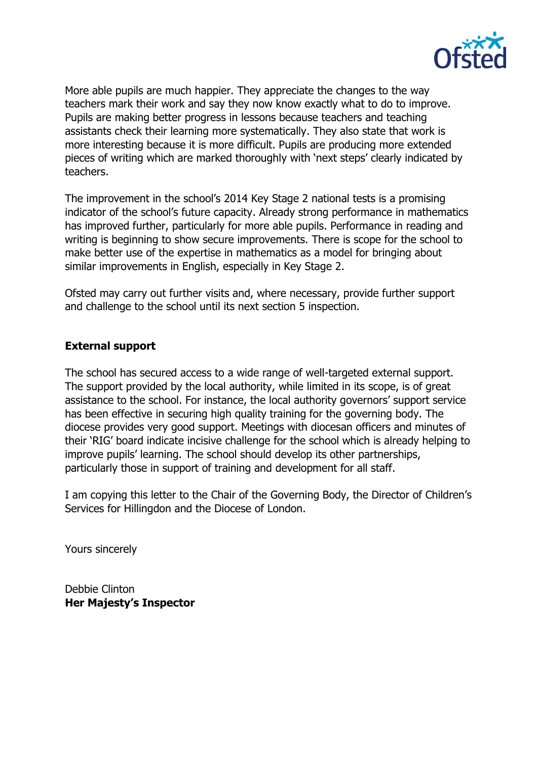More able pupils are much happier. They appreciate the changes to the way teachers mark their work and say they now know exactly what to do to improve. Pupils are making better progress in lessons because teachers and teaching assistants check their learning more systematically. They also state that work is more interesting because it is more difficult. Pupils are producing more extended pieces of writing which are marked thoroughly with 'next steps' clearly indicated by teachers.

The improvement in the school's 2014 Key Stage 2 national tests is a promising indicator of the school's future capacity. Already strong performance in mathematics has improved further, particularly for more able pupils. Performance in reading and writing is beginning to show secure improvements. There is scope for the school to make better use of the expertise in mathematics as a model for bringing about similar improvements in English, especially in Key Stage 2.

Ofsted may carry out further visits and, where necessary, provide further support and challenge to the school until its next section 5 inspection.

**External support**

The school has secured access to a wide range of well-targeted external support. The support provided by the local authority, while limited in its scope, is of great assistance to the school. For instance, the local authority governors' support service has been effective in securing high quality training for the governing body. The diocese provides very good support. Meetings with diocesan officers and minutes of their 'RIG' board indicate incisive challenge for the school which is already helping to improve pupils' learning. The school should develop its other partnerships, particularly those in support of training and development for all staff.

I am copying this letter to the Chair of the Governing Body, the Director of Children's Services for Hillingdon and the Diocese of London.

Yours sincerely

Debbie Clinton
**Her Majesty's Inspector**